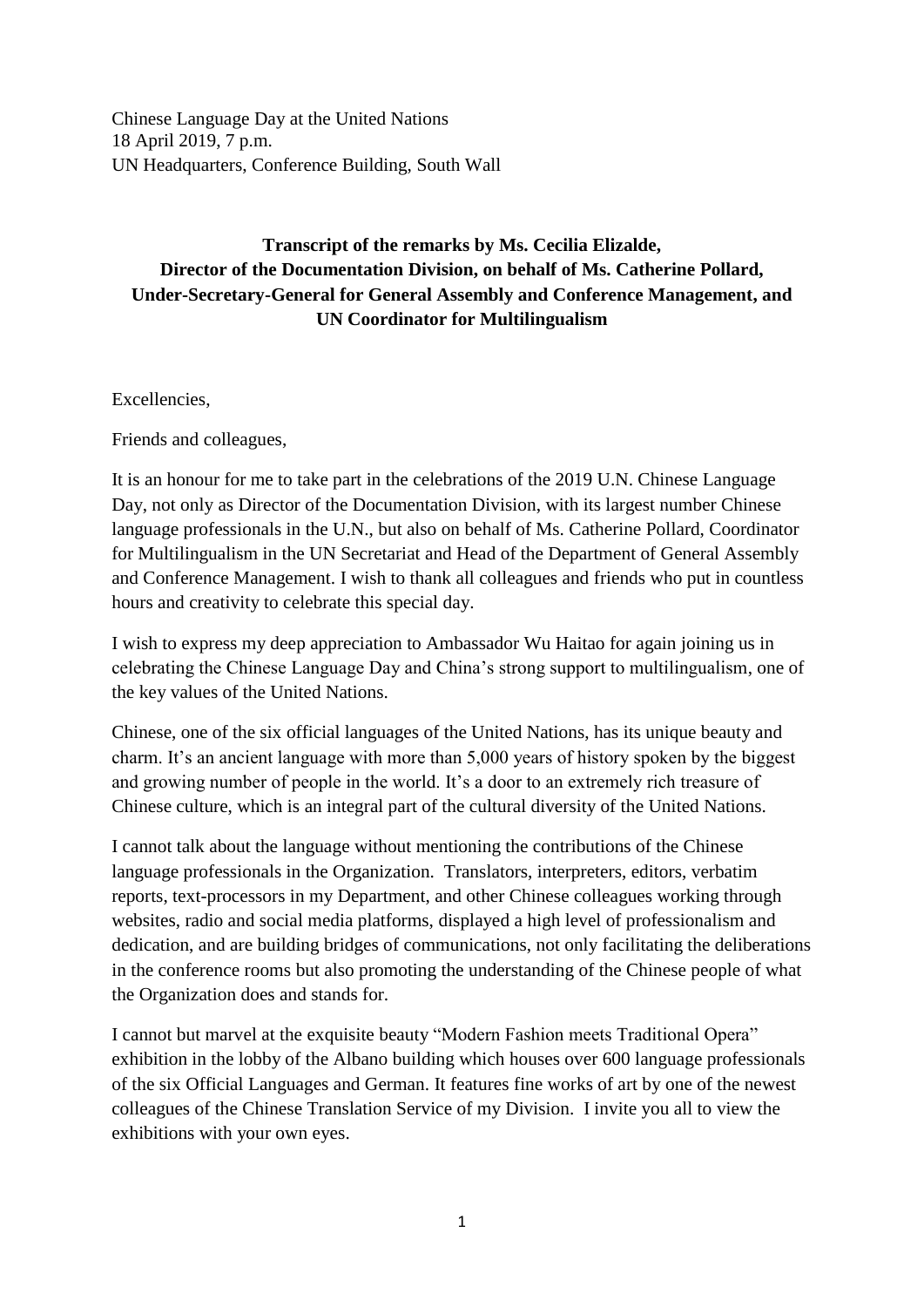Chinese Language Day at the United Nations
18 April 2019, 7 p.m.
UN Headquarters, Conference Building, South Wall

**Transcript of the remarks by Ms. Cecilia Elizalde, Director of the Documentation Division, on behalf of Ms. Catherine Pollard, Under-Secretary-General for General Assembly and Conference Management, and UN Coordinator for Multilingualism**

Excellencies,

Friends and colleagues,

It is an honour for me to take part in the celebrations of the 2019 U.N. Chinese Language Day, not only as Director of the Documentation Division, with its largest number Chinese language professionals in the U.N., but also on behalf of Ms. Catherine Pollard, Coordinator for Multilingualism in the UN Secretariat and Head of the Department of General Assembly and Conference Management. I wish to thank all colleagues and friends who put in countless hours and creativity to celebrate this special day.

I wish to express my deep appreciation to Ambassador Wu Haitao for again joining us in celebrating the Chinese Language Day and China's strong support to multilingualism, one of the key values of the United Nations.

Chinese, one of the six official languages of the United Nations, has its unique beauty and charm. It's an ancient language with more than 5,000 years of history spoken by the biggest and growing number of people in the world. It's a door to an extremely rich treasure of Chinese culture, which is an integral part of the cultural diversity of the United Nations.

I cannot talk about the language without mentioning the contributions of the Chinese language professionals in the Organization. Translators, interpreters, editors, verbatim reports, text-processors in my Department, and other Chinese colleagues working through websites, radio and social media platforms, displayed a high level of professionalism and dedication, and are building bridges of communications, not only facilitating the deliberations in the conference rooms but also promoting the understanding of the Chinese people of what the Organization does and stands for.

I cannot but marvel at the exquisite beauty "Modern Fashion meets Traditional Opera" exhibition in the lobby of the Albano building which houses over 600 language professionals of the six Official Languages and German. It features fine works of art by one of the newest colleagues of the Chinese Translation Service of my Division. I invite you all to view the exhibitions with your own eyes.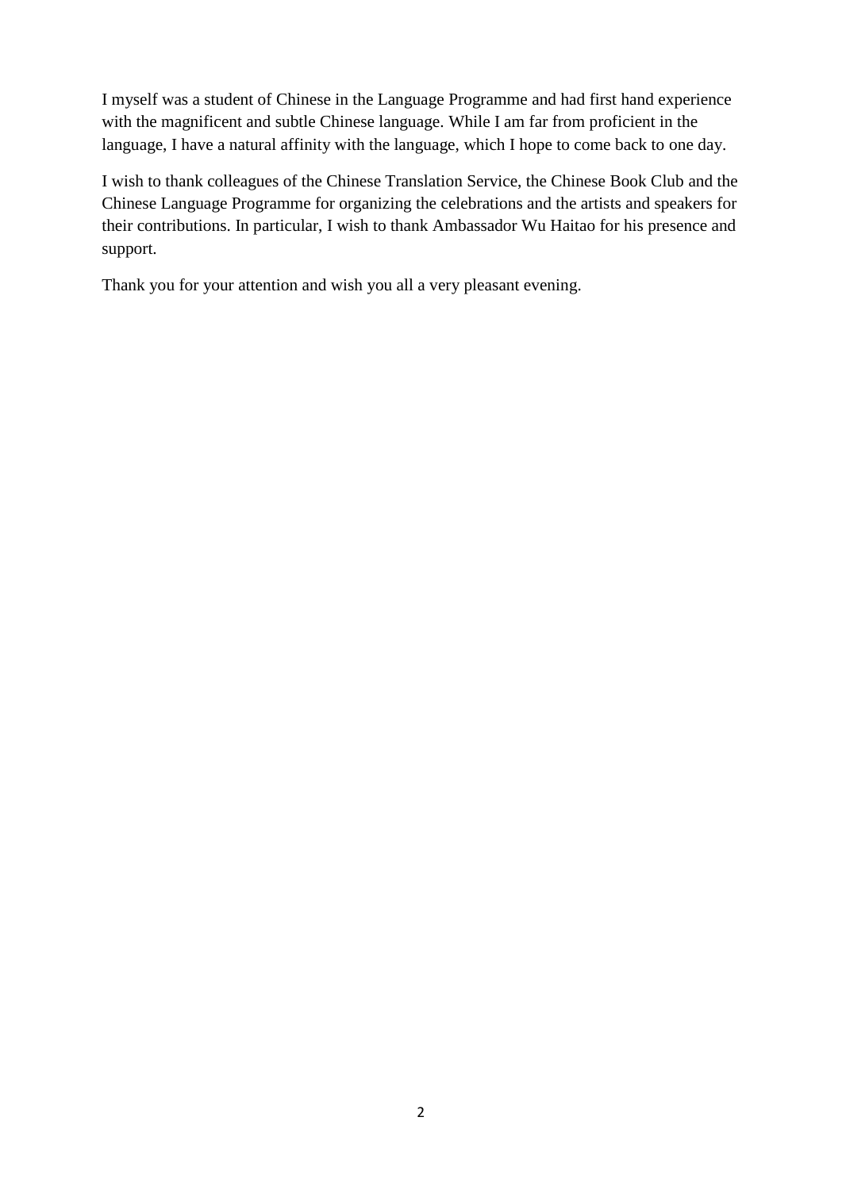I myself was a student of Chinese in the Language Programme and had first hand experience with the magnificent and subtle Chinese language. While I am far from proficient in the language, I have a natural affinity with the language, which I hope to come back to one day.

I wish to thank colleagues of the Chinese Translation Service, the Chinese Book Club and the Chinese Language Programme for organizing the celebrations and the artists and speakers for their contributions. In particular, I wish to thank Ambassador Wu Haitao for his presence and support.

Thank you for your attention and wish you all a very pleasant evening.